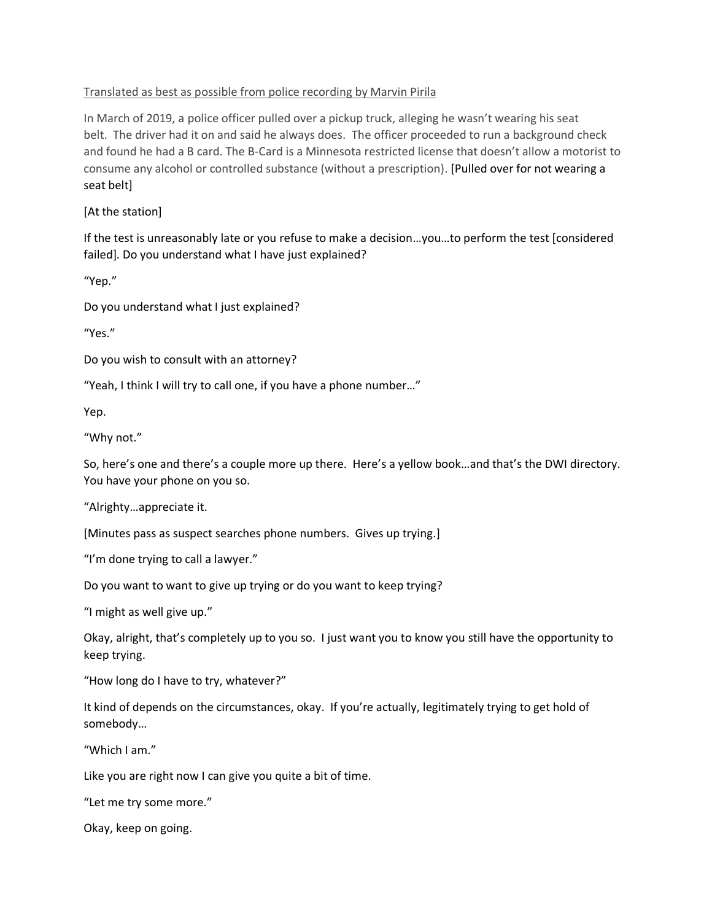<u>Translated as best as possible from police recording by Marvin Pirila</u>

In March of 2019, a police officer pulled over a pickup truck, alleging he wasn't wearing his seat belt. The driver had it on and said he always does. The officer proceeded to run a background check and found he had a B card. The B-Card is a Minnesota restricted license that doesn't allow a motorist to consume any alcohol or controlled substance (without a prescription). [Pulled over for not wearing a seat belt]

[At the station]

If the test is unreasonably late or you refuse to make a decision…you…to perform the test [considered failed]. Do you understand what I have just explained?

"Yep."

Do you understand what I just explained?

"Yes."

Do you wish to consult with an attorney?

"Yeah, I think I will try to call one, if you have a phone number…"

Yep.

"Why not."

So, here's one and there's a couple more up there. Here's a yellow book…and that's the DWI directory. You have your phone on you so.

"Alrighty…appreciate it.

[Minutes pass as suspect searches phone numbers. Gives up trying.]

"I'm done trying to call a lawyer."

Do you want to want to give up trying or do you want to keep trying?

"I might as well give up."

Okay, alright, that's completely up to you so. I just want you to know you still have the opportunity to keep trying.

"How long do I have to try, whatever?"

It kind of depends on the circumstances, okay. If you're actually, legitimately trying to get hold of somebody…

"Which I am."

Like you are right now I can give you quite a bit of time.

"Let me try some more."

Okay, keep on going.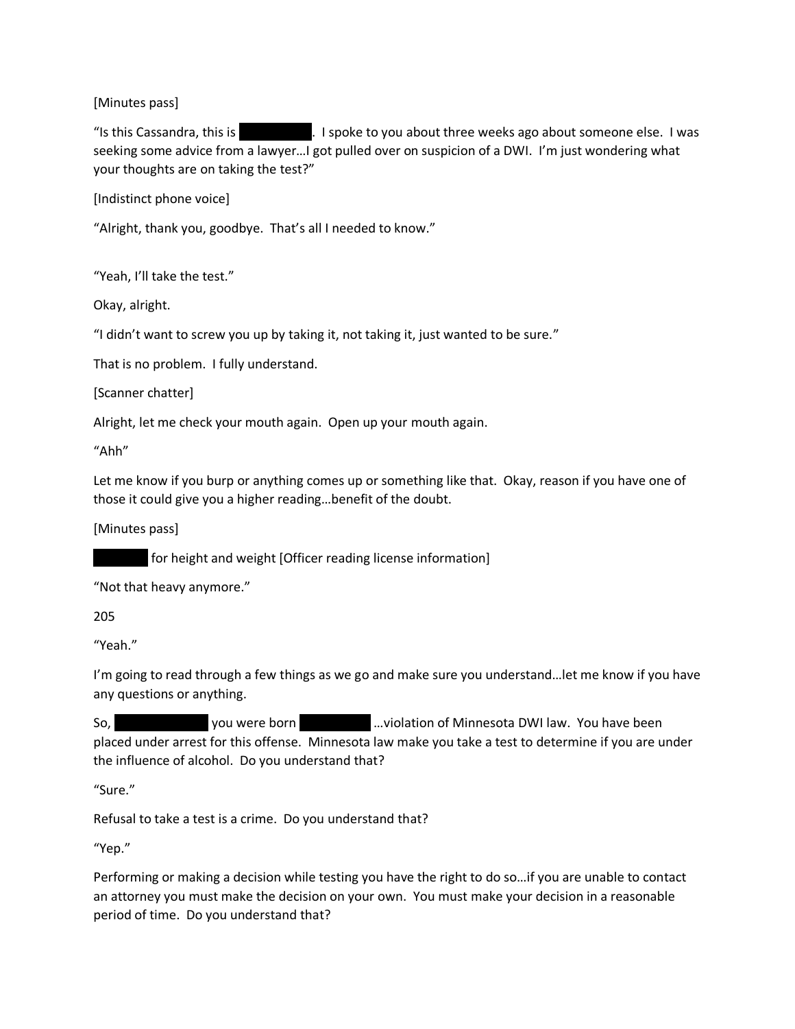[Minutes pass]

"Is this Cassandra, this is ██████. I spoke to you about three weeks ago about someone else. I was seeking some advice from a lawyer…I got pulled over on suspicion of a DWI. I'm just wondering what your thoughts are on taking the test?"

[Indistinct phone voice]

"Alright, thank you, goodbye. That's all I needed to know."

"Yeah, I'll take the test."

Okay, alright.

"I didn't want to screw you up by taking it, not taking it, just wanted to be sure."

That is no problem. I fully understand.

[Scanner chatter]

Alright, let me check your mouth again. Open up your mouth again.

"Ahh"

Let me know if you burp or anything comes up or something like that. Okay, reason if you have one of those it could give you a higher reading…benefit of the doubt.

[Minutes pass]

█████ for height and weight [Officer reading license information]

"Not that heavy anymore."

205

"Yeah."

I'm going to read through a few things as we go and make sure you understand…let me know if you have any questions or anything.

So, ████████ you were born ██████ …violation of Minnesota DWI law. You have been placed under arrest for this offense. Minnesota law make you take a test to determine if you are under the influence of alcohol. Do you understand that?

"Sure."

Refusal to take a test is a crime. Do you understand that?

"Yep."

Performing or making a decision while testing you have the right to do so…if you are unable to contact an attorney you must make the decision on your own. You must make your decision in a reasonable period of time. Do you understand that?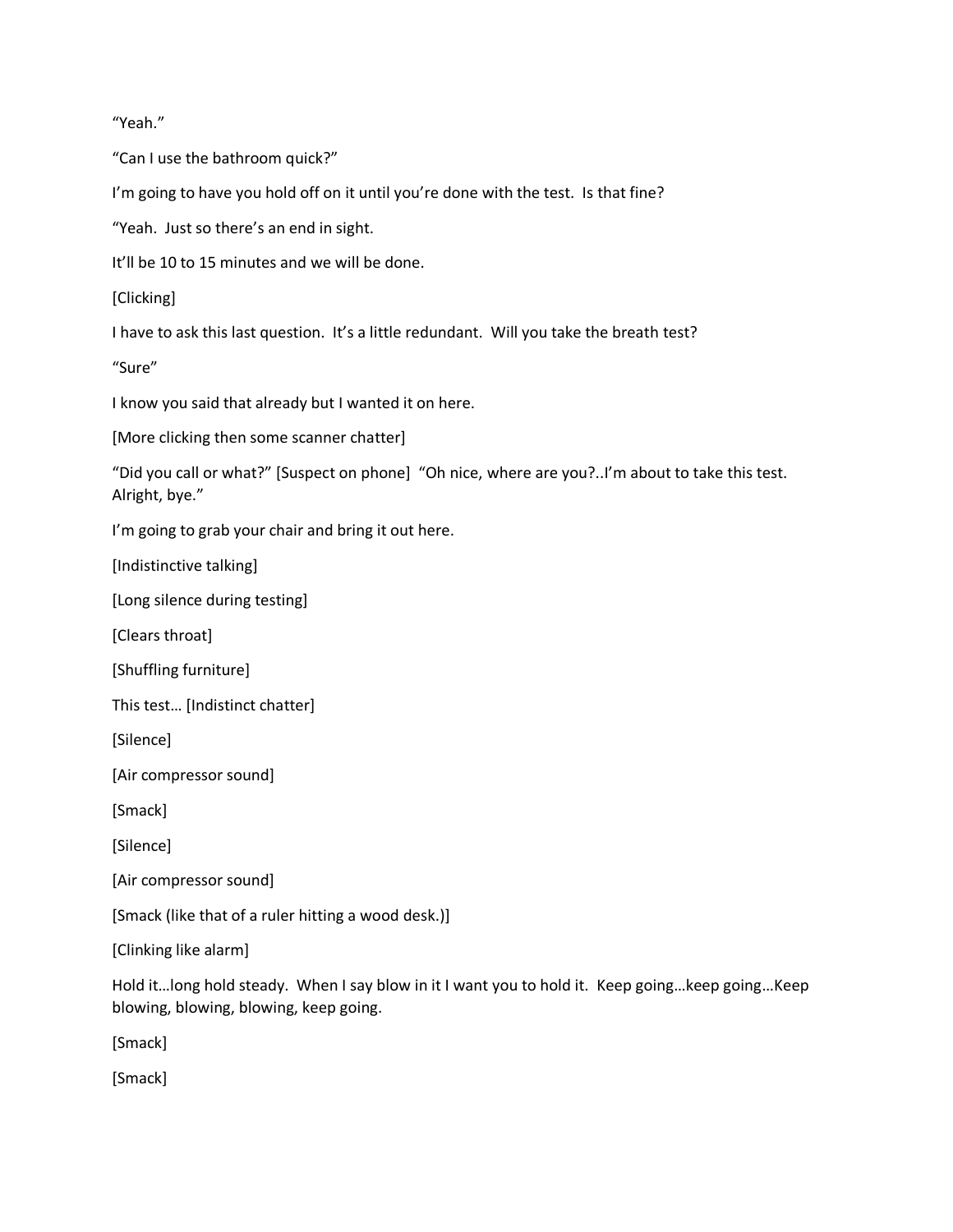"Yeah."

"Can I use the bathroom quick?"

I'm going to have you hold off on it until you're done with the test. Is that fine?

"Yeah. Just so there's an end in sight.

It'll be 10 to 15 minutes and we will be done.

[Clicking]

I have to ask this last question. It's a little redundant. Will you take the breath test?

"Sure"

I know you said that already but I wanted it on here.

[More clicking then some scanner chatter]

"Did you call or what?" [Suspect on phone] "Oh nice, where are you?..I'm about to take this test. Alright, bye."

I'm going to grab your chair and bring it out here.

[Indistinctive talking]

[Long silence during testing]

[Clears throat]

[Shuffling furniture]

This test… [Indistinct chatter]

[Silence]

[Air compressor sound]

[Smack]

[Silence]

[Air compressor sound]

[Smack (like that of a ruler hitting a wood desk.)]

[Clinking like alarm]

Hold it…long hold steady. When I say blow in it I want you to hold it. Keep going…keep going…Keep blowing, blowing, blowing, keep going.

[Smack]

[Smack]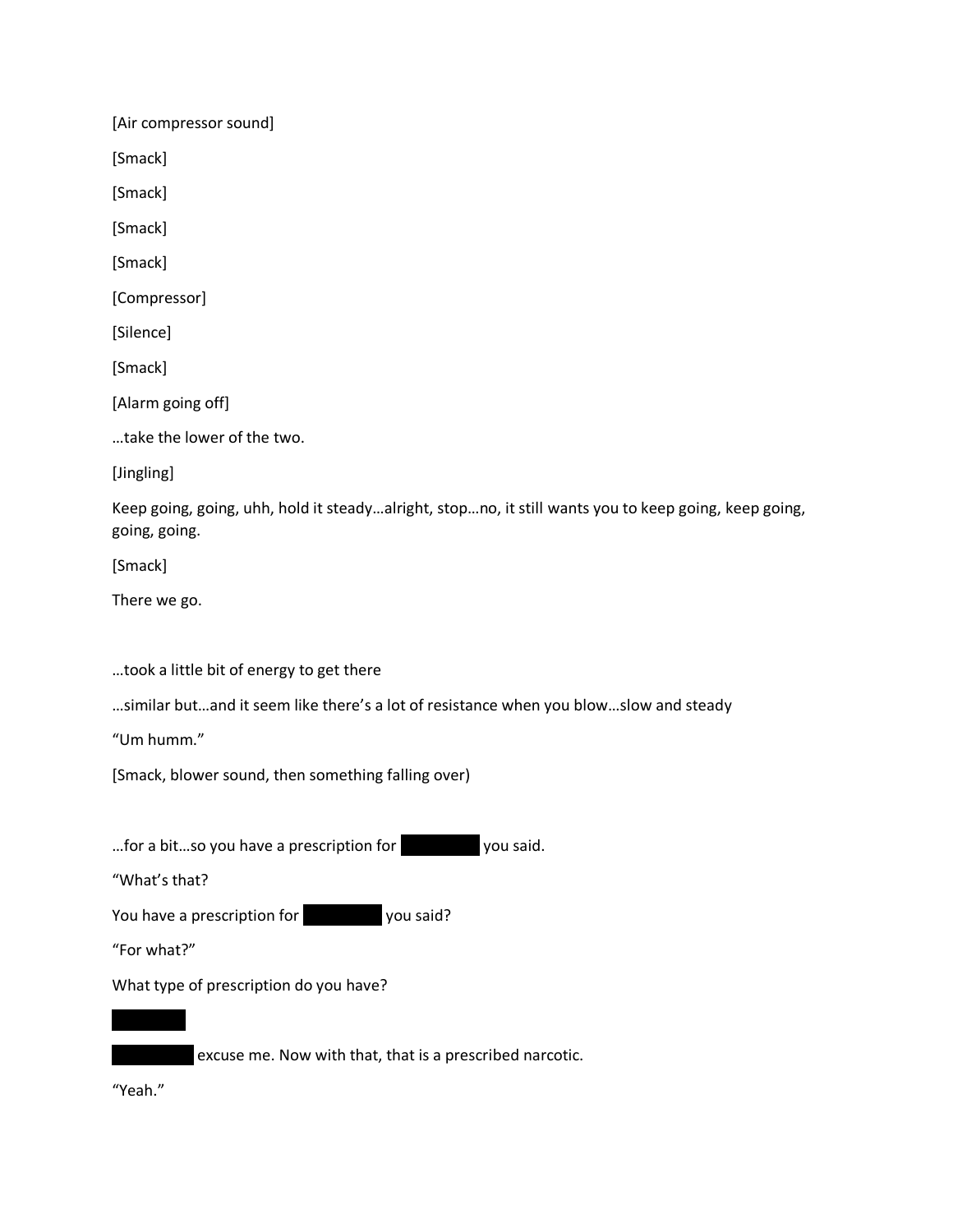[Air compressor sound]

[Smack]

[Smack]

[Smack]

[Smack]

[Compressor]

[Silence]

[Smack]

[Alarm going off]

…take the lower of the two.

[Jingling]

Keep going, going, uhh, hold it steady…alright, stop…no, it still wants you to keep going, keep going, going, going.

[Smack]

There we go.

…took a little bit of energy to get there

…similar but…and it seem like there's a lot of resistance when you blow…slow and steady

"Um humm."

[Smack, blower sound, then something falling over)

…for a bit…so you have a prescription for ██████ you said.

"What's that?

You have a prescription for ██████ you said?

"For what?"

What type of prescription do you have?

██████

██████ excuse me. Now with that, that is a prescribed narcotic.

"Yeah."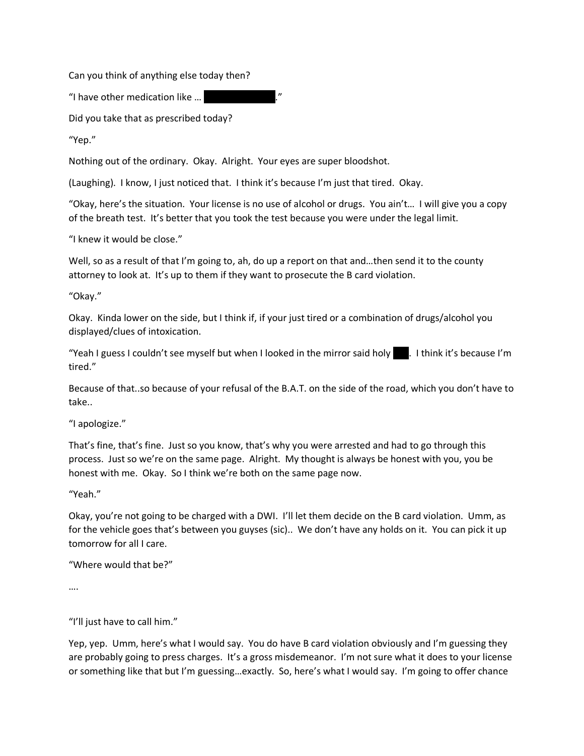Can you think of anything else today then?

"I have other medication like … ██████████."

Did you take that as prescribed today?

"Yep."

Nothing out of the ordinary. Okay. Alright. Your eyes are super bloodshot.

(Laughing). I know, I just noticed that. I think it's because I'm just that tired. Okay.

"Okay, here's the situation. Your license is no use of alcohol or drugs. You ain't… I will give you a copy of the breath test. It's better that you took the test because you were under the legal limit.

"I knew it would be close."

Well, so as a result of that I'm going to, ah, do up a report on that and…then send it to the county attorney to look at. It's up to them if they want to prosecute the B card violation.

"Okay."

Okay. Kinda lower on the side, but I think if, if your just tired or a combination of drugs/alcohol you displayed/clues of intoxication.

"Yeah I guess I couldn't see myself but when I looked in the mirror said holy ███. I think it's because I'm tired."

Because of that..so because of your refusal of the B.A.T. on the side of the road, which you don't have to take..

"I apologize."

That's fine, that's fine. Just so you know, that's why you were arrested and had to go through this process. Just so we're on the same page. Alright. My thought is always be honest with you, you be honest with me. Okay. So I think we're both on the same page now.

"Yeah."

Okay, you're not going to be charged with a DWI. I'll let them decide on the B card violation. Umm, as for the vehicle goes that's between you guyses (sic).. We don't have any holds on it. You can pick it up tomorrow for all I care.

"Where would that be?"

….

"I'll just have to call him."

Yep, yep. Umm, here's what I would say. You do have B card violation obviously and I'm guessing they are probably going to press charges. It's a gross misdemeanor. I'm not sure what it does to your license or something like that but I'm guessing…exactly. So, here's what I would say. I'm going to offer chance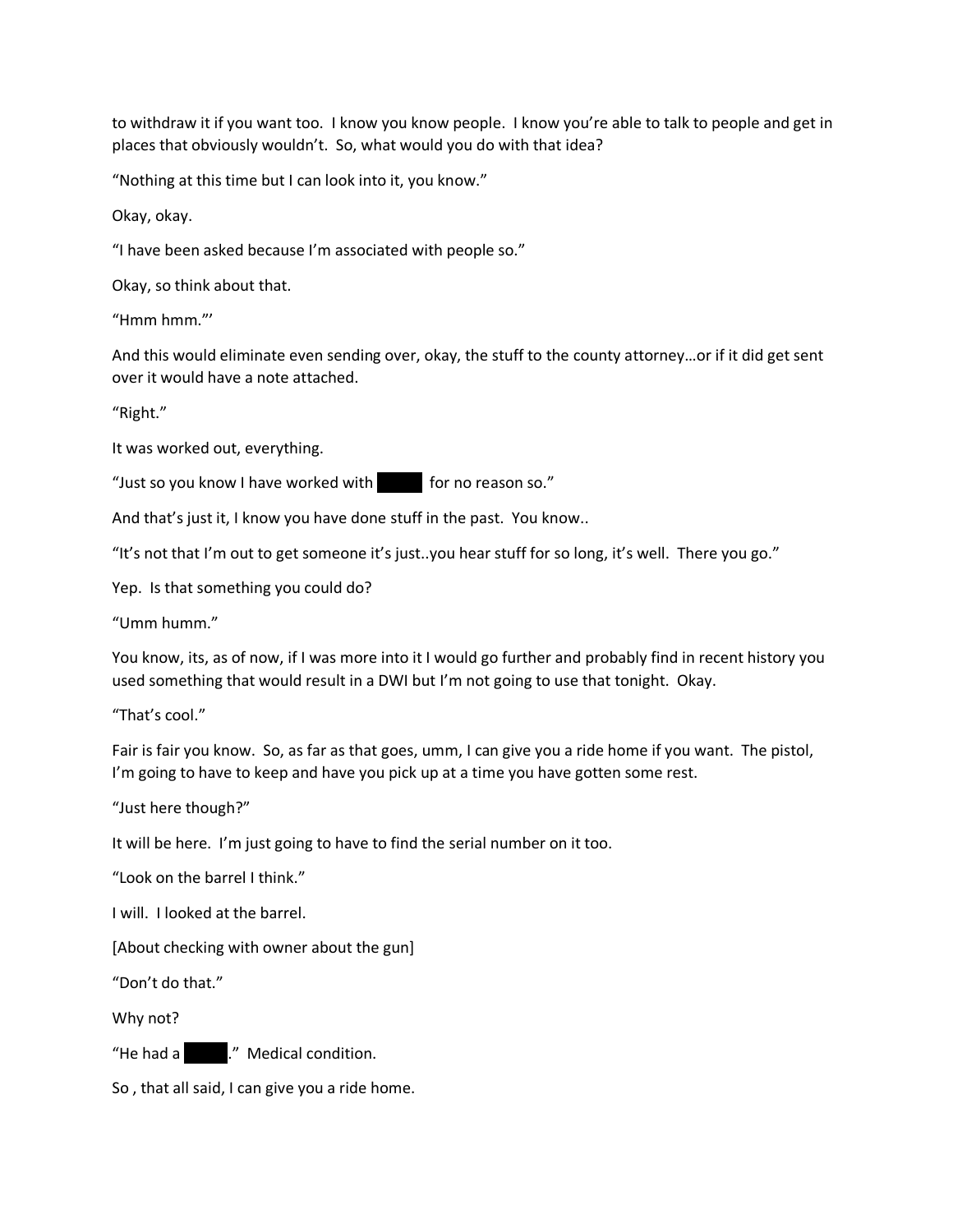to withdraw it if you want too. I know you know people. I know you're able to talk to people and get in places that obviously wouldn't. So, what would you do with that idea?

"Nothing at this time but I can look into it, you know."

Okay, okay.

"I have been asked because I'm associated with people so."

Okay, so think about that.

"Hmm hmm."'

And this would eliminate even sending over, okay, the stuff to the county attorney…or if it did get sent over it would have a note attached.

"Right."

It was worked out, everything.

"Just so you know I have worked with ██████ for no reason so."

And that's just it, I know you have done stuff in the past. You know..

"It's not that I'm out to get someone it's just..you hear stuff for so long, it's well. There you go."

Yep. Is that something you could do?

"Umm humm."

You know, its, as of now, if I was more into it I would go further and probably find in recent history you used something that would result in a DWI but I'm not going to use that tonight. Okay.

"That's cool."

Fair is fair you know. So, as far as that goes, umm, I can give you a ride home if you want. The pistol, I'm going to have to keep and have you pick up at a time you have gotten some rest.

"Just here though?"

It will be here. I'm just going to have to find the serial number on it too.

"Look on the barrel I think."

I will. I looked at the barrel.

[About checking with owner about the gun]

"Don't do that."

Why not?

"He had a ██████." Medical condition.

So , that all said, I can give you a ride home.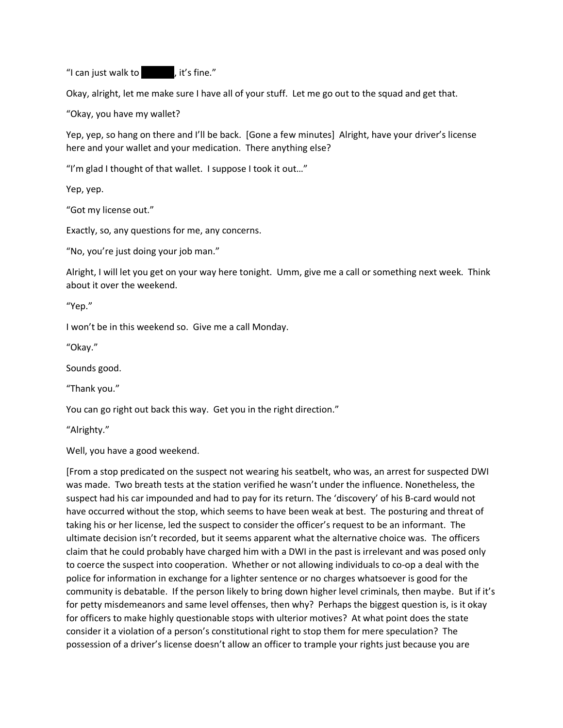"I can just walk to ██████, it's fine."

Okay, alright, let me make sure I have all of your stuff. Let me go out to the squad and get that.

"Okay, you have my wallet?

Yep, yep, so hang on there and I'll be back. [Gone a few minutes] Alright, have your driver's license here and your wallet and your medication. There anything else?

"I'm glad I thought of that wallet. I suppose I took it out…"

Yep, yep.

"Got my license out."

Exactly, so, any questions for me, any concerns.

"No, you're just doing your job man."

Alright, I will let you get on your way here tonight. Umm, give me a call or something next week. Think about it over the weekend.

"Yep."

I won't be in this weekend so. Give me a call Monday.

"Okay."

Sounds good.

"Thank you."

You can go right out back this way. Get you in the right direction."

"Alrighty."

Well, you have a good weekend.

[From a stop predicated on the suspect not wearing his seatbelt, who was, an arrest for suspected DWI was made. Two breath tests at the station verified he wasn't under the influence. Nonetheless, the suspect had his car impounded and had to pay for its return. The 'discovery' of his B-card would not have occurred without the stop, which seems to have been weak at best. The posturing and threat of taking his or her license, led the suspect to consider the officer's request to be an informant. The ultimate decision isn't recorded, but it seems apparent what the alternative choice was. The officers claim that he could probably have charged him with a DWI in the past is irrelevant and was posed only to coerce the suspect into cooperation. Whether or not allowing individuals to co-op a deal with the police for information in exchange for a lighter sentence or no charges whatsoever is good for the community is debatable. If the person likely to bring down higher level criminals, then maybe. But if it's for petty misdemeanors and same level offenses, then why? Perhaps the biggest question is, is it okay for officers to make highly questionable stops with ulterior motives? At what point does the state consider it a violation of a person's constitutional right to stop them for mere speculation? The possession of a driver's license doesn't allow an officer to trample your rights just because you are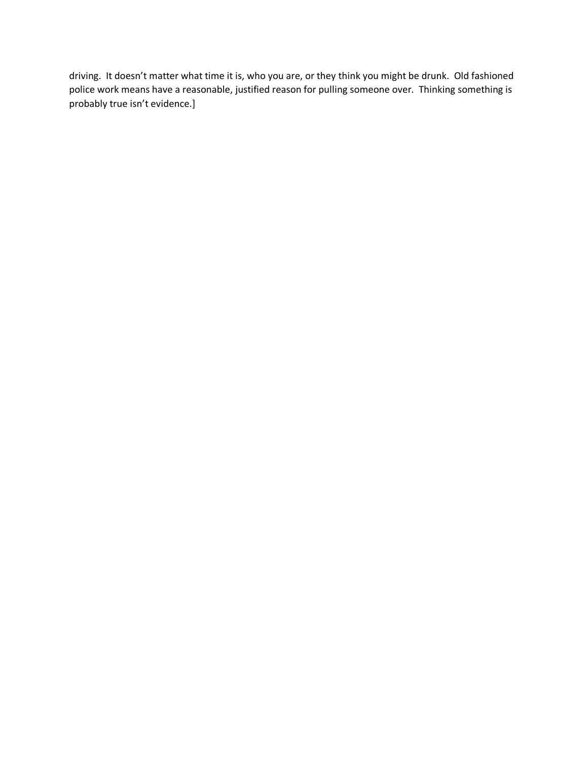driving. It doesn't matter what time it is, who you are, or they think you might be drunk. Old fashioned police work means have a reasonable, justified reason for pulling someone over. Thinking something is probably true isn't evidence.]